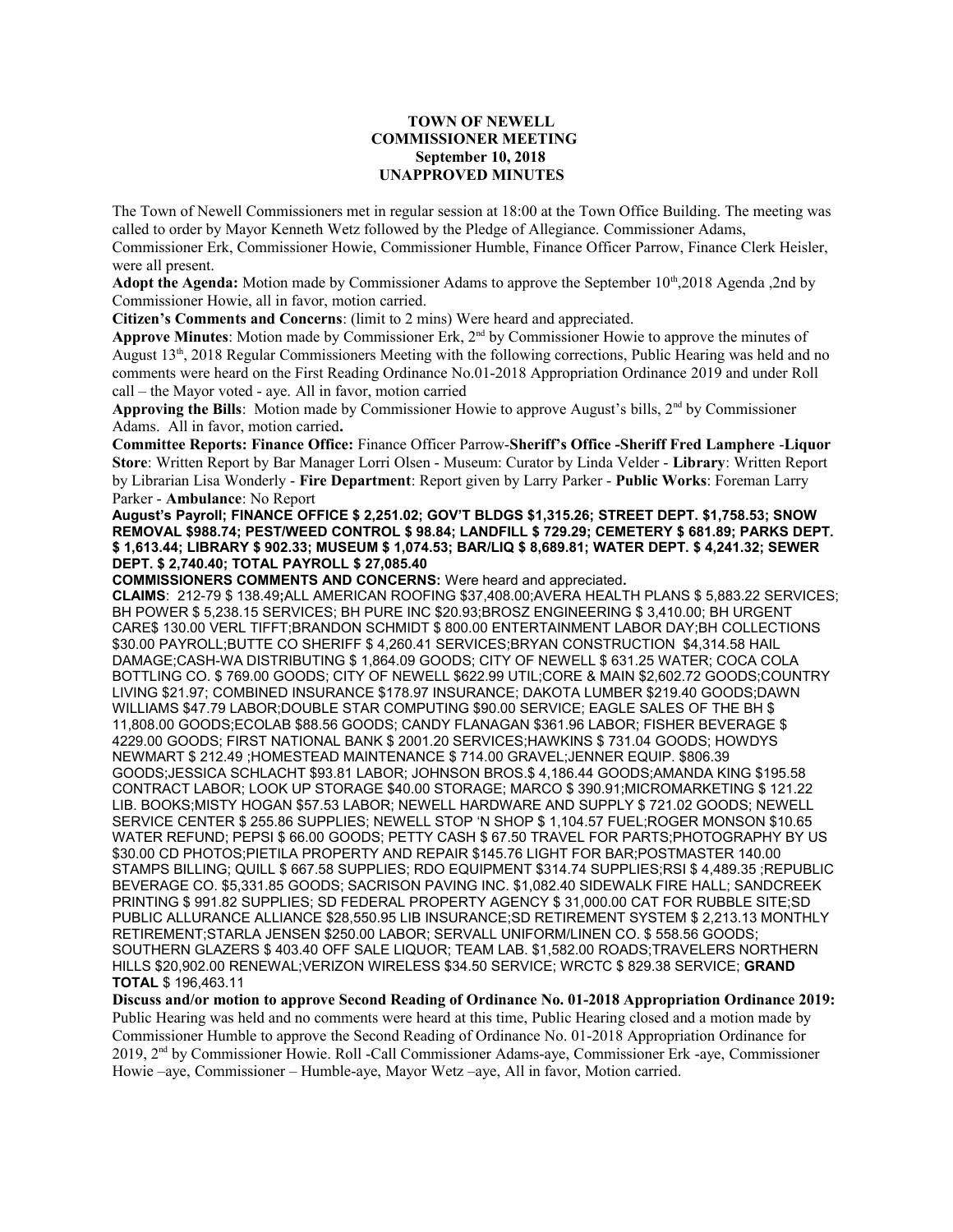**TOWN OF NEWELL**
**COMMISSIONER MEETING**
**September 10, 2018**
**UNAPPROVED MINUTES**

The Town of Newell Commissioners met in regular session at 18:00 at the Town Office Building. The meeting was called to order by Mayor Kenneth Wetz followed by the Pledge of Allegiance. Commissioner Adams, Commissioner Erk, Commissioner Howie, Commissioner Humble, Finance Officer Parrow, Finance Clerk Heisler, were all present.

**Adopt the Agenda:** Motion made by Commissioner Adams to approve the September 10th,2018 Agenda ,2nd by Commissioner Howie, all in favor, motion carried.

**Citizen's Comments and Concerns**: (limit to 2 mins) Were heard and appreciated.

**Approve Minutes**: Motion made by Commissioner Erk, 2nd by Commissioner Howie to approve the minutes of August 13th, 2018 Regular Commissioners Meeting with the following corrections, Public Hearing was held and no comments were heard on the First Reading Ordinance No.01-2018 Appropriation Ordinance 2019 and under Roll call – the Mayor voted - aye. All in favor, motion carried

**Approving the Bills**: Motion made by Commissioner Howie to approve August's bills, 2nd by Commissioner Adams. All in favor, motion carried**.**

**Committee Reports: Finance Office:** Finance Officer Parrow-**Sheriff's Office -Sheriff Fred Lamphere** -**Liquor Store**: Written Report by Bar Manager Lorri Olsen - Museum: Curator by Linda Velder - **Library**: Written Report by Librarian Lisa Wonderly - **Fire Department**: Report given by Larry Parker - **Public Works**: Foreman Larry Parker - **Ambulance**: No Report

**August's Payroll; FINANCE OFFICE $ 2,251.02; GOV'T BLDGS $1,315.26; STREET DEPT. $1,758.53; SNOW REMOVAL $988.74; PEST/WEED CONTROL $ 98.84; LANDFILL $ 729.29; CEMETERY $ 681.89; PARKS DEPT. $ 1,613.44; LIBRARY $ 902.33; MUSEUM $ 1,074.53; BAR/LIQ $ 8,689.81; WATER DEPT. $ 4,241.32; SEWER DEPT. $ 2,740.40; TOTAL PAYROLL $ 27,085.40**

**COMMISSIONERS COMMENTS AND CONCERNS:** Were heard and appreciated**.**

**CLAIMS**: 212-79 $ 138.49**;**ALL AMERICAN ROOFING $37,408.00;AVERA HEALTH PLANS $ 5,883.22 SERVICES; BH POWER $ 5,238.15 SERVICES; BH PURE INC $20.93;BROSZ ENGINEERING $ 3,410.00; BH URGENT CARE$ 130.00 VERL TIFFT;BRANDON SCHMIDT $ 800.00 ENTERTAINMENT LABOR DAY;BH COLLECTIONS $30.00 PAYROLL;BUTTE CO SHERIFF $ 4,260.41 SERVICES;BRYAN CONSTRUCTION $4,314.58 HAIL DAMAGE;CASH-WA DISTRIBUTING $ 1,864.09 GOODS; CITY OF NEWELL $ 631.25 WATER; COCA COLA BOTTLING CO. $ 769.00 GOODS; CITY OF NEWELL $622.99 UTIL;CORE & MAIN $2,602.72 GOODS;COUNTRY LIVING $21.97; COMBINED INSURANCE $178.97 INSURANCE; DAKOTA LUMBER $219.40 GOODS;DAWN WILLIAMS $47.79 LABOR;DOUBLE STAR COMPUTING $90.00 SERVICE; EAGLE SALES OF THE BH $ 11,808.00 GOODS;ECOLAB $88.56 GOODS; CANDY FLANAGAN $361.96 LABOR; FISHER BEVERAGE $ 4229.00 GOODS; FIRST NATIONAL BANK $ 2001.20 SERVICES;HAWKINS $ 731.04 GOODS; HOWDYS NEWMART $ 212.49 ;HOMESTEAD MAINTENANCE $ 714.00 GRAVEL;JENNER EQUIP. $806.39 GOODS;JESSICA SCHLACHT $93.81 LABOR; JOHNSON BROS.$ 4,186.44 GOODS;AMANDA KING $195.58 CONTRACT LABOR; LOOK UP STORAGE $40.00 STORAGE; MARCO $ 390.91;MICROMARKETING $ 121.22 LIB. BOOKS;MISTY HOGAN $57.53 LABOR; NEWELL HARDWARE AND SUPPLY $ 721.02 GOODS; NEWELL SERVICE CENTER $ 255.86 SUPPLIES; NEWELL STOP 'N SHOP $ 1,104.57 FUEL;ROGER MONSON $10.65 WATER REFUND; PEPSI $ 66.00 GOODS; PETTY CASH $ 67.50 TRAVEL FOR PARTS;PHOTOGRAPHY BY US $30.00 CD PHOTOS;PIETILA PROPERTY AND REPAIR $145.76 LIGHT FOR BAR;POSTMASTER 140.00 STAMPS BILLING; QUILL $ 667.58 SUPPLIES; RDO EQUIPMENT $314.74 SUPPLIES;RSI $ 4,489.35 ;REPUBLIC BEVERAGE CO. $5,331.85 GOODS; SACRISON PAVING INC. $1,082.40 SIDEWALK FIRE HALL; SANDCREEK PRINTING $ 991.82 SUPPLIES; SD FEDERAL PROPERTY AGENCY $ 31,000.00 CAT FOR RUBBLE SITE;SD PUBLIC ALLURANCE ALLIANCE $28,550.95 LIB INSURANCE;SD RETIREMENT SYSTEM $ 2,213.13 MONTHLY RETIREMENT;STARLA JENSEN $250.00 LABOR; SERVALL UNIFORM/LINEN CO. $ 558.56 GOODS; SOUTHERN GLAZERS $ 403.40 OFF SALE LIQUOR; TEAM LAB. $1,582.00 ROADS;TRAVELERS NORTHERN HILLS $20,902.00 RENEWAL;VERIZON WIRELESS $34.50 SERVICE; WRCTC $ 829.38 SERVICE; **GRAND TOTAL** $ 196,463.11

**Discuss and/or motion to approve Second Reading of Ordinance No. 01-2018 Appropriation Ordinance 2019:** Public Hearing was held and no comments were heard at this time, Public Hearing closed and a motion made by Commissioner Humble to approve the Second Reading of Ordinance No. 01-2018 Appropriation Ordinance for 2019, 2nd by Commissioner Howie. Roll -Call Commissioner Adams-aye, Commissioner Erk -aye, Commissioner Howie –aye, Commissioner – Humble-aye, Mayor Wetz –aye, All in favor, Motion carried.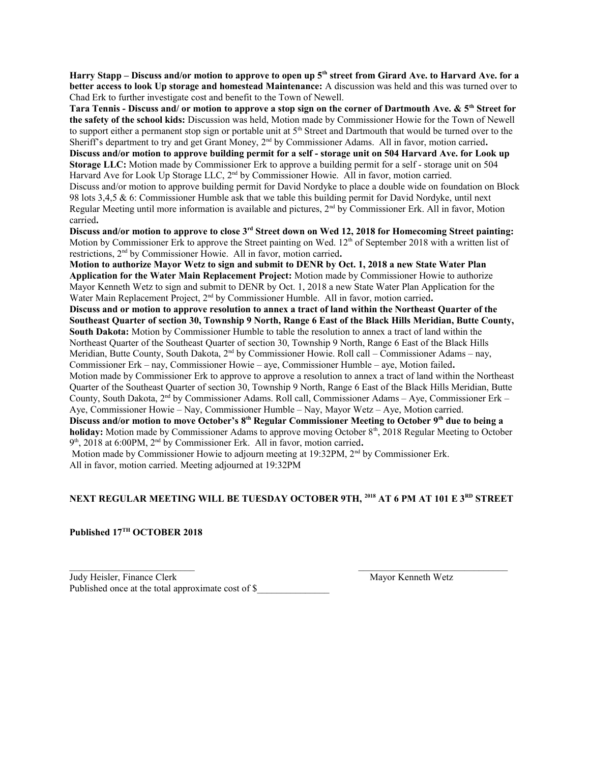**Harry Stapp – Discuss and/or motion to approve to open up 5th street from Girard Ave. to Harvard Ave. for a better access to look Up storage and homestead Maintenance:** A discussion was held and this was turned over to Chad Erk to further investigate cost and benefit to the Town of Newell.

**Tara Tennis - Discuss and/ or motion to approve a stop sign on the corner of Dartmouth Ave. & 5th Street for the safety of the school kids:** Discussion was held, Motion made by Commissioner Howie for the Town of Newell to support either a permanent stop sign or portable unit at 5th Street and Dartmouth that would be turned over to the Sheriff's department to try and get Grant Money, 2nd by Commissioner Adams. All in favor, motion carried**.**

**Discuss and/or motion to approve building permit for a self - storage unit on 504 Harvard Ave. for Look up Storage LLC:** Motion made by Commissioner Erk to approve a building permit for a self - storage unit on 504 Harvard Ave for Look Up Storage LLC, 2nd by Commissioner Howie. All in favor, motion carried.

Discuss and/or motion to approve building permit for David Nordyke to place a double wide on foundation on Block 98 lots 3,4,5 & 6: Commissioner Humble ask that we table this building permit for David Nordyke, until next Regular Meeting until more information is available and pictures, 2nd by Commissioner Erk. All in favor, Motion carried**.**

**Discuss and/or motion to approve to close 3rd Street down on Wed 12, 2018 for Homecoming Street painting:** Motion by Commissioner Erk to approve the Street painting on Wed. 12th of September 2018 with a written list of restrictions, 2nd by Commissioner Howie. All in favor, motion carried**.**

**Motion to authorize Mayor Wetz to sign and submit to DENR by Oct. 1, 2018 a new State Water Plan Application for the Water Main Replacement Project:** Motion made by Commissioner Howie to authorize Mayor Kenneth Wetz to sign and submit to DENR by Oct. 1, 2018 a new State Water Plan Application for the Water Main Replacement Project, 2nd by Commissioner Humble. All in favor, motion carried**.**

**Discuss and or motion to approve resolution to annex a tract of land within the Northeast Quarter of the Southeast Quarter of section 30, Township 9 North, Range 6 East of the Black Hills Meridian, Butte County, South Dakota:** Motion by Commissioner Humble to table the resolution to annex a tract of land within the Northeast Quarter of the Southeast Quarter of section 30, Township 9 North, Range 6 East of the Black Hills Meridian, Butte County, South Dakota, 2nd by Commissioner Howie. Roll call – Commissioner Adams – nay, Commissioner Erk – nay, Commissioner Howie – aye, Commissioner Humble – aye, Motion failed**.**

Motion made by Commissioner Erk to approve to approve a resolution to annex a tract of land within the Northeast Quarter of the Southeast Quarter of section 30, Township 9 North, Range 6 East of the Black Hills Meridian, Butte County, South Dakota, 2nd by Commissioner Adams. Roll call, Commissioner Adams – Aye, Commissioner Erk – Aye, Commissioner Howie – Nay, Commissioner Humble – Nay, Mayor Wetz – Aye, Motion carried.

**Discuss and/or motion to move October's 8th Regular Commissioner Meeting to October 9th due to being a holiday:** Motion made by Commissioner Adams to approve moving October 8th, 2018 Regular Meeting to October 9th, 2018 at 6:00PM, 2nd by Commissioner Erk. All in favor, motion carried**.**

Motion made by Commissioner Howie to adjourn meeting at 19:32PM, 2nd by Commissioner Erk. All in favor, motion carried. Meeting adjourned at 19:32PM

**NEXT REGULAR MEETING WILL BE TUESDAY OCTOBER 9TH, 2018 AT 6 PM AT 101 E 3RD STREET**

**Published 17TH OCTOBER 2018**

\_\_\_\_\_\_\_\_\_\_\_\_\_\_\_\_\_\_\_\_\_\_\_\_\_\_ \_\_\_\_\_\_\_\_\_\_\_\_\_\_\_\_\_\_\_\_\_\_\_\_\_\_\_\_\_\_\_

Judy Heisler, Finance Clerk Mayor Kenneth Wetz

Published once at the total approximate cost of $\_\_\_\_\_\_\_\_\_\_\_\_\_\_\_